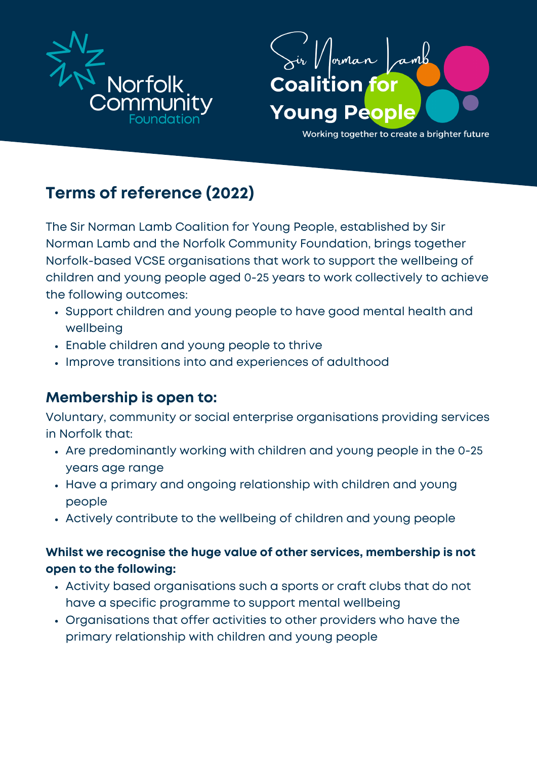Norfolk Community Foundation

Sir Norman Lamb Coalition for Young People

Working together to create a brighter future

## Terms of reference (2022)

The Sir Norman Lamb Coalition for Young People, established by Sir Norman Lamb and the Norfolk Community Foundation, brings together Norfolk-based VCSE organisations that work to support the wellbeing of children and young people aged 0-25 years to work collectively to achieve the following outcomes:

- Support children and young people to have good mental health and wellbeing
- Enable children and young people to thrive
- Improve transitions into and experiences of adulthood

## Membership is open to:

Voluntary, community or social enterprise organisations providing services in Norfolk that:

- Are predominantly working with children and young people in the 0-25 years age range
- Have a primary and ongoing relationship with children and young people
- Actively contribute to the wellbeing of children and young people

**Whilst we recognise the huge value of other services, membership is not open to the following:**

- Activity based organisations such a sports or craft clubs that do not have a specific programme to support mental wellbeing
- Organisations that offer activities to other providers who have the primary relationship with children and young people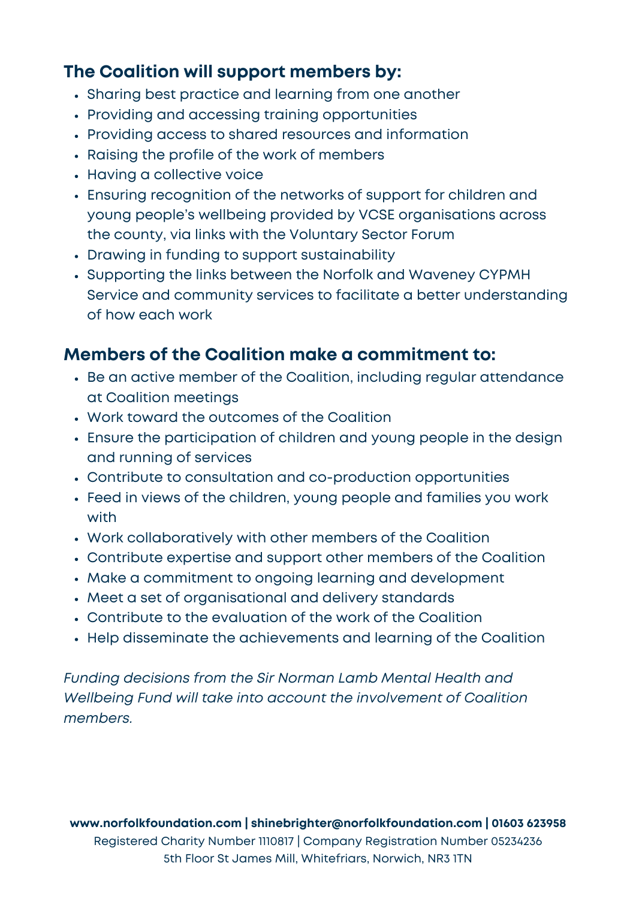## The Coalition will support members by:

- Sharing best practice and learning from one another
- Providing and accessing training opportunities
- Providing access to shared resources and information
- Raising the profile of the work of members
- Having a collective voice
- Ensuring recognition of the networks of support for children and young people's wellbeing provided by VCSE organisations across the county, via links with the Voluntary Sector Forum
- Drawing in funding to support sustainability
- Supporting the links between the Norfolk and Waveney CYPMH Service and community services to facilitate a better understanding of how each work

## Members of the Coalition make a commitment to:

- Be an active member of the Coalition, including regular attendance at Coalition meetings
- Work toward the outcomes of the Coalition
- Ensure the participation of children and young people in the design and running of services
- Contribute to consultation and co-production opportunities
- Feed in views of the children, young people and families you work with
- Work collaboratively with other members of the Coalition
- Contribute expertise and support other members of the Coalition
- Make a commitment to ongoing learning and development
- Meet a set of organisational and delivery standards
- Contribute to the evaluation of the work of the Coalition
- Help disseminate the achievements and learning of the Coalition

*Funding decisions from the Sir Norman Lamb Mental Health and Wellbeing Fund will take into account the involvement of Coalition members.*

**www.norfolkfoundation.com | shinebrighter@norfolkfoundation.com | 01603 623958**
Registered Charity Number 1110817 | Company Registration Number 05234236
5th Floor St James Mill, Whitefriars, Norwich, NR3 1TN